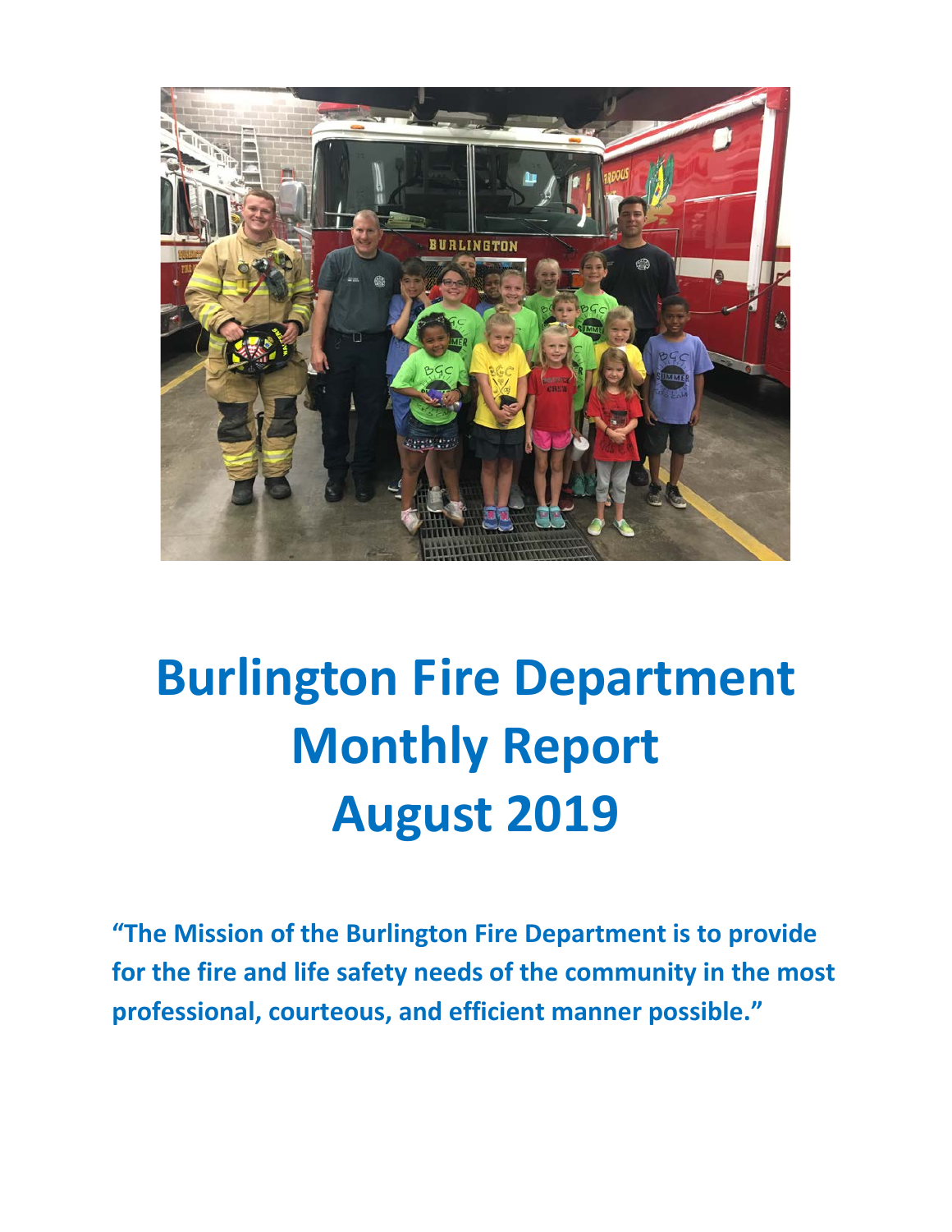# Burlington Fire Department Monthly Report August 2019

**"The Mission of the Burlington Fire Department is to provide for the fire and life safety needs of the community in the most professional, courteous, and efficient manner possible."**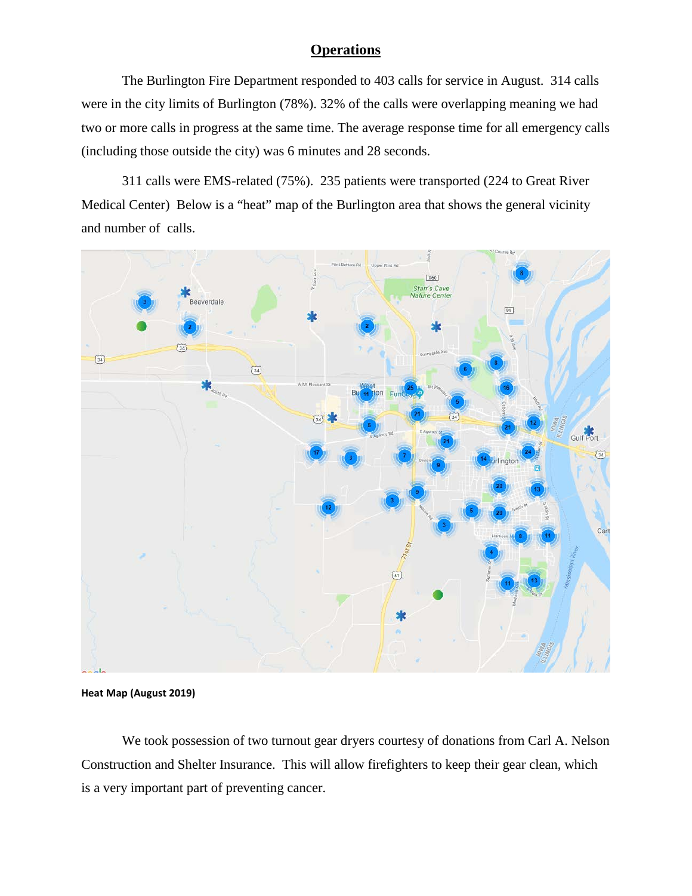# Operations

The Burlington Fire Department responded to 403 calls for service in August. 314 calls were in the city limits of Burlington (78%). 32% of the calls were overlapping meaning we had two or more calls in progress at the same time. The average response time for all emergency calls (including those outside the city) was 6 minutes and 28 seconds.

311 calls were EMS-related (75%). 235 patients were transported (224 to Great River Medical Center) Below is a "heat" map of the Burlington area that shows the general vicinity and number of calls.

**Heat Map (August 2019)**

We took possession of two turnout gear dryers courtesy of donations from Carl A. Nelson Construction and Shelter Insurance. This will allow firefighters to keep their gear clean, which is a very important part of preventing cancer.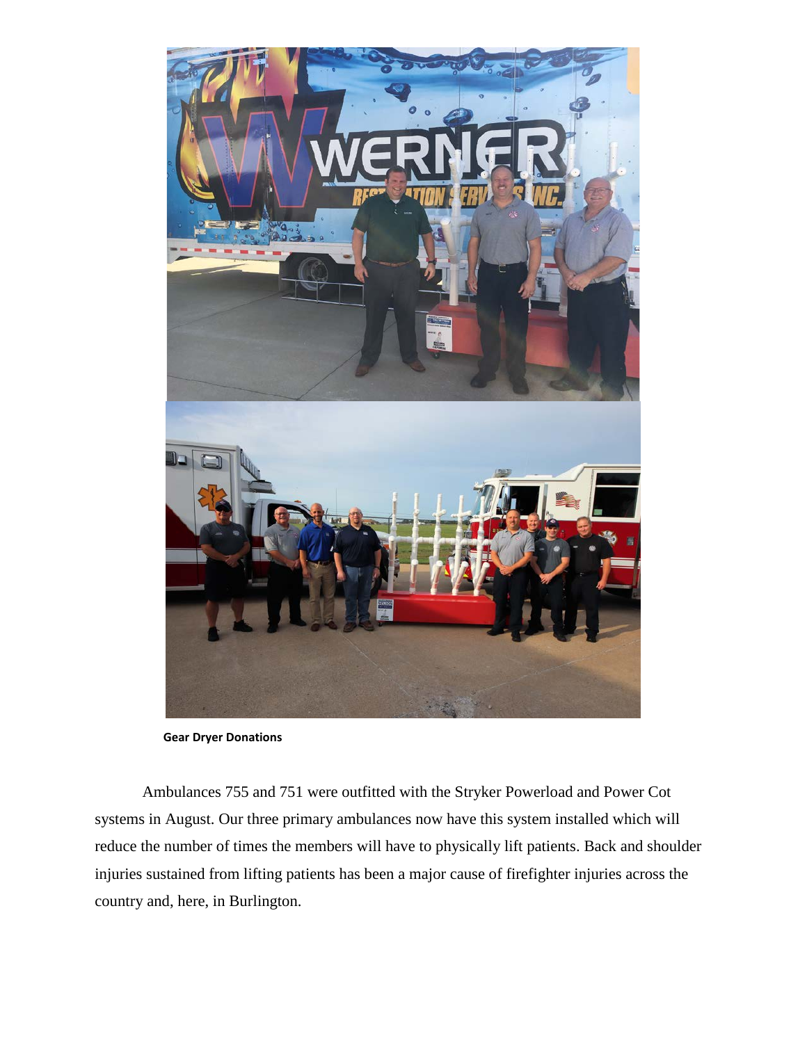**Gear Dryer Donations**

Ambulances 755 and 751 were outfitted with the Stryker Powerload and Power Cot systems in August. Our three primary ambulances now have this system installed which will reduce the number of times the members will have to physically lift patients. Back and shoulder injuries sustained from lifting patients has been a major cause of firefighter injuries across the country and, here, in Burlington.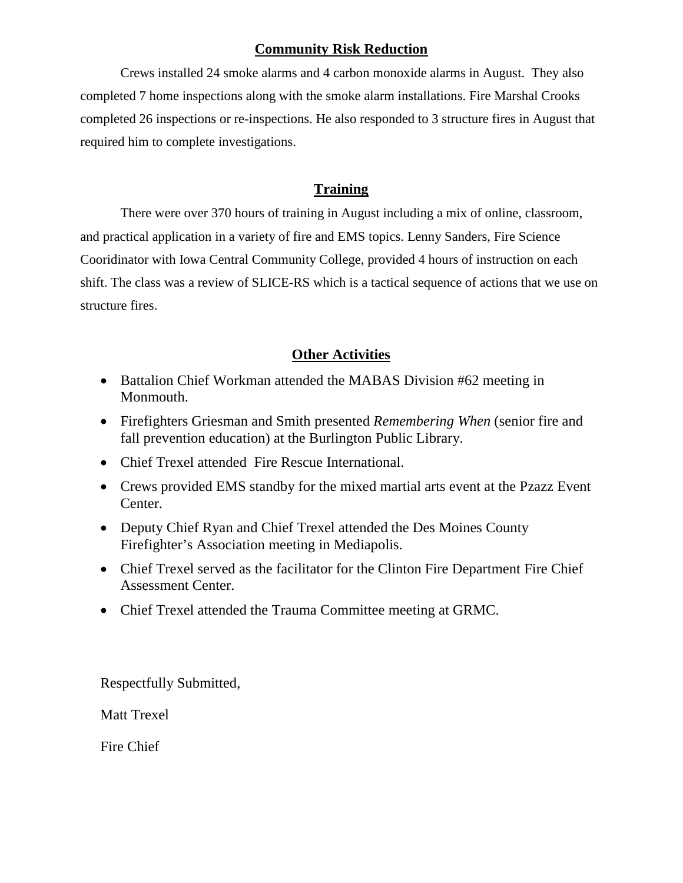## Community Risk Reduction

Crews installed 24 smoke alarms and 4 carbon monoxide alarms in August. They also completed 7 home inspections along with the smoke alarm installations. Fire Marshal Crooks completed 26 inspections or re-inspections. He also responded to 3 structure fires in August that required him to complete investigations.

## Training

There were over 370 hours of training in August including a mix of online, classroom, and practical application in a variety of fire and EMS topics. Lenny Sanders, Fire Science Cooridinator with Iowa Central Community College, provided 4 hours of instruction on each shift. The class was a review of SLICE-RS which is a tactical sequence of actions that we use on structure fires.

## Other Activities

- Battalion Chief Workman attended the MABAS Division #62 meeting in Monmouth.
- Firefighters Griesman and Smith presented *Remembering When* (senior fire and fall prevention education) at the Burlington Public Library.
- Chief Trexel attended Fire Rescue International.
- Crews provided EMS standby for the mixed martial arts event at the Pzazz Event Center.
- Deputy Chief Ryan and Chief Trexel attended the Des Moines County Firefighter's Association meeting in Mediapolis.
- Chief Trexel served as the facilitator for the Clinton Fire Department Fire Chief Assessment Center.
- Chief Trexel attended the Trauma Committee meeting at GRMC.

Respectfully Submitted,

Matt Trexel

Fire Chief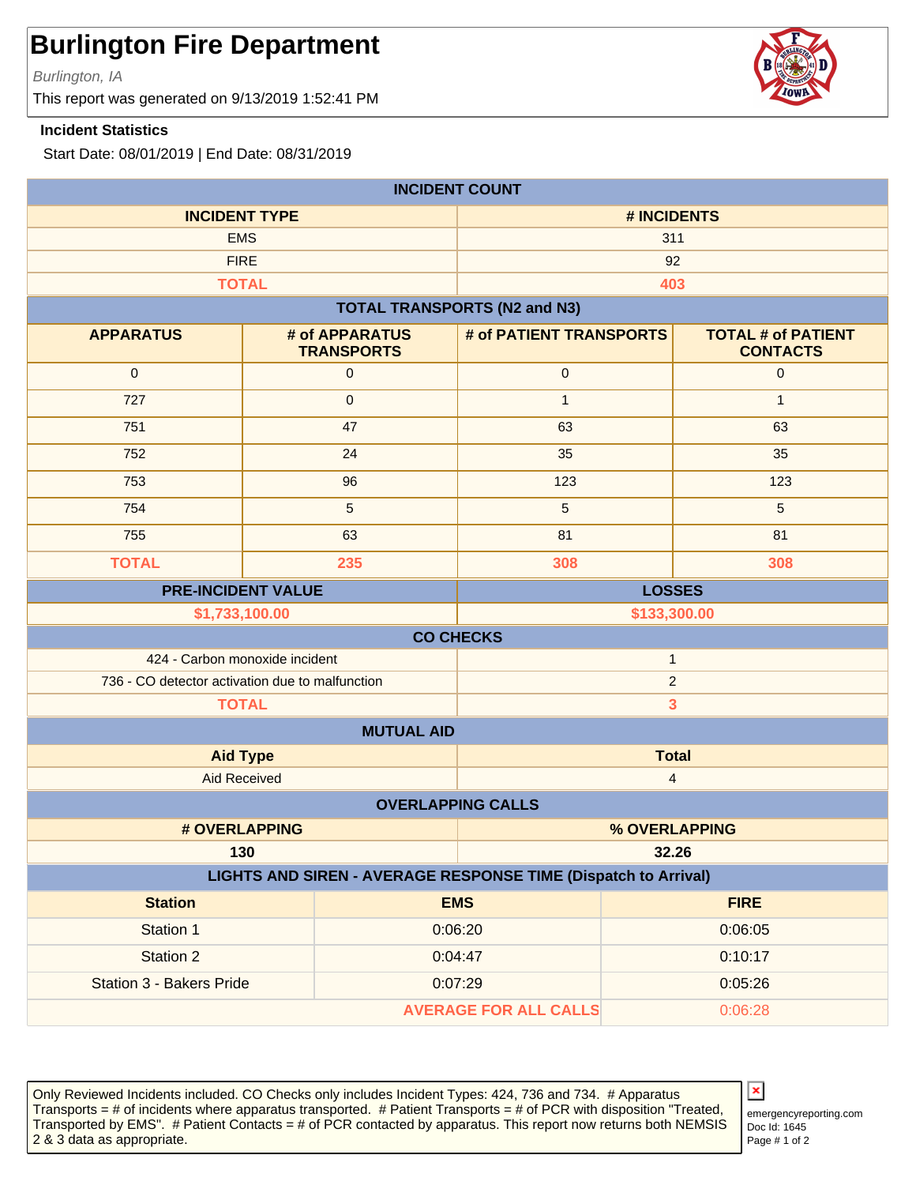# Burlington Fire Department

*Burlington, IA*

This report was generated on 9/13/2019 1:52:41 PM

### Incident Statistics

Start Date: 08/01/2019 | End Date: 08/31/2019

| INCIDENT COUNT | |
|---|---|
| **INCIDENT TYPE** | **# INCIDENTS** |
| EMS | 311 |
| FIRE | 92 |
| **TOTAL** | **403** |

**TOTAL TRANSPORTS (N2 and N3)**

| APPARATUS | # of APPARATUS TRANSPORTS | # of PATIENT TRANSPORTS | TOTAL # of PATIENT CONTACTS |
|---|---|---|---|
| 0 | 0 | 0 | 0 |
| 727 | 0 | 1 | 1 |
| 751 | 47 | 63 | 63 |
| 752 | 24 | 35 | 35 |
| 753 | 96 | 123 | 123 |
| 754 | 5 | 5 | 5 |
| 755 | 63 | 81 | 81 |
| **TOTAL** | **235** | **308** | **308** |

| PRE-INCIDENT VALUE | LOSSES |
|---|---|
| $1,733,100.00 | $133,300.00 |

| CO CHECKS | |
|---|---|
| 424 - Carbon monoxide incident | 1 |
| 736 - CO detector activation due to malfunction | 2 |
| **TOTAL** | **3** |

| MUTUAL AID | |
|---|---|
| **Aid Type** | **Total** |
| Aid Received | 4 |

| OVERLAPPING CALLS | |
|---|---|
| **# OVERLAPPING** | **% OVERLAPPING** |
| 130 | 32.26 |

**LIGHTS AND SIREN - AVERAGE RESPONSE TIME (Dispatch to Arrival)**

| Station | EMS | FIRE |
|---|---|---|
| Station 1 | 0:06:20 | 0:06:05 |
| Station 2 | 0:04:47 | 0:10:17 |
| Station 3 - Bakers Pride | 0:07:29 | 0:05:26 |
| | **AVERAGE FOR ALL CALLS** | 0:06:28 |

Only Reviewed Incidents included. CO Checks only includes Incident Types: 424, 736 and 734. # Apparatus Transports = # of incidents where apparatus transported. # Patient Transports = # of PCR with disposition "Treated, Transported by EMS". # Patient Contacts = # of PCR contacted by apparatus. This report now returns both NEMSIS 2 & 3 data as appropriate.

emergencyreporting.com
Doc Id: 1645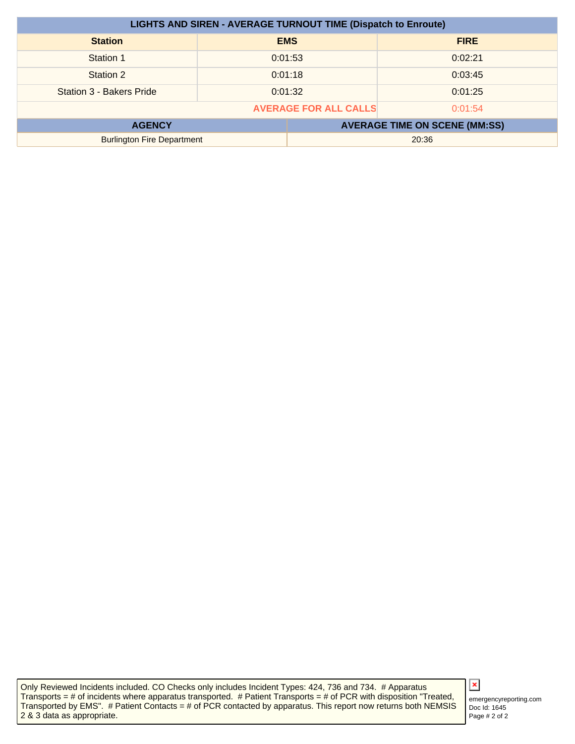| LIGHTS AND SIREN - AVERAGE TURNOUT TIME (Dispatch to Enroute) | | |
|---|---|---|
| **Station** | **EMS** | **FIRE** |
| Station 1 | 0:01:53 | 0:02:21 |
| Station 2 | 0:01:18 | 0:03:45 |
| Station 3 - Bakers Pride | 0:01:32 | 0:01:25 |
| | **AVERAGE FOR ALL CALLS** | 0:01:54 |

| AGENCY | AVERAGE TIME ON SCENE (MM:SS) |
|---|---|
| Burlington Fire Department | 20:36 |

Only Reviewed Incidents included. CO Checks only includes Incident Types: 424, 736 and 734. # Apparatus Transports = # of incidents where apparatus transported. # Patient Transports = # of PCR with disposition "Treated, Transported by EMS". # Patient Contacts = # of PCR contacted by apparatus. This report now returns both NEMSIS 2 & 3 data as appropriate.

emergencyreporting.com
Doc Id: 1645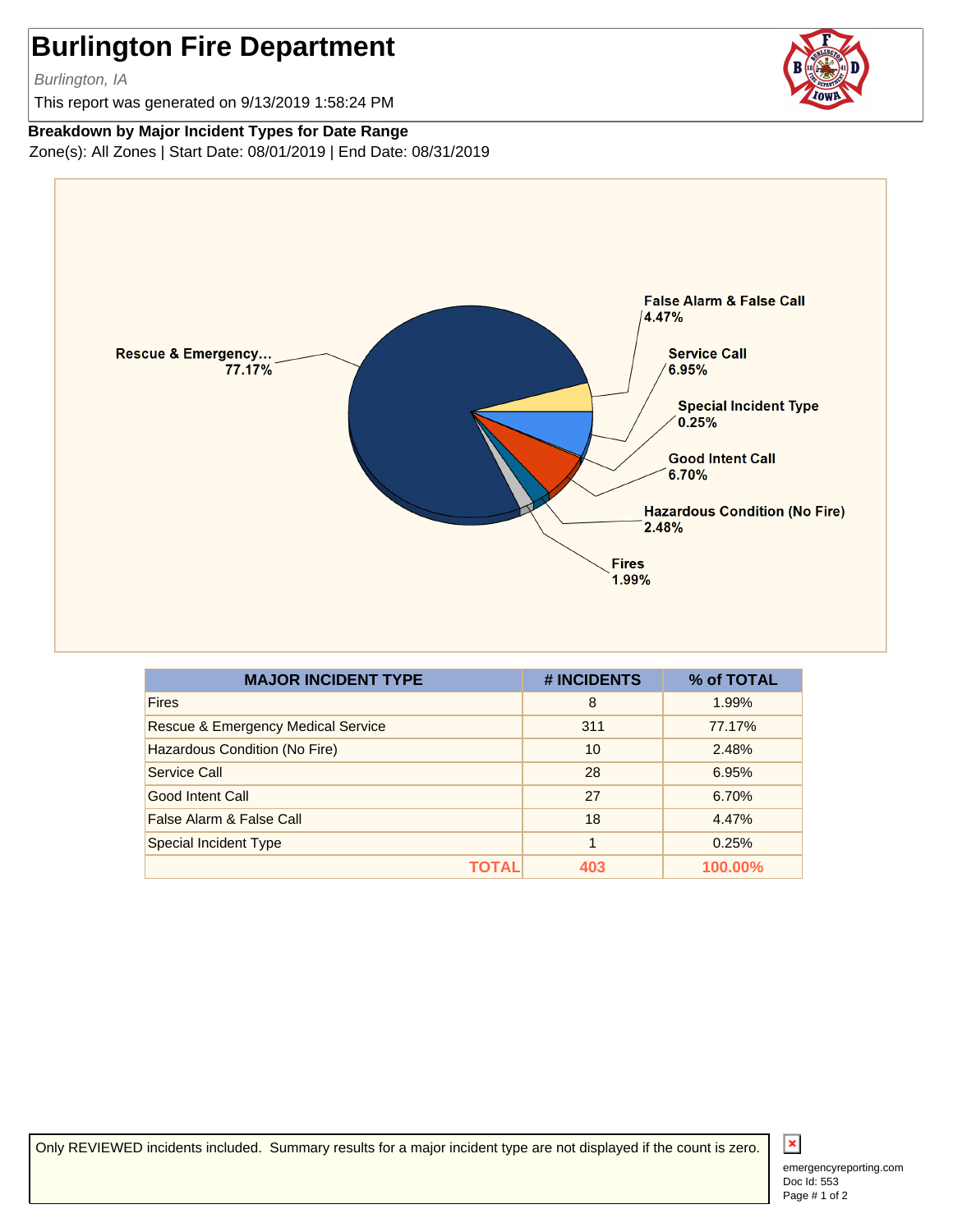# Burlington Fire Department

*Burlington, IA*

This report was generated on 9/13/2019 1:58:24 PM

**Breakdown by Major Incident Types for Date Range**

Zone(s): All Zones | Start Date: 08/01/2019 | End Date: 08/31/2019

Rescue & Emergency... 77.17%
False Alarm & False Call 4.47%
Service Call 6.95%
Special Incident Type 0.25%
Good Intent Call 6.70%
Hazardous Condition (No Fire) 2.48%
Fires 1.99%

| MAJOR INCIDENT TYPE | # INCIDENTS | % of TOTAL |
|---|---|---|
| Fires | 8 | 1.99% |
| Rescue & Emergency Medical Service | 311 | 77.17% |
| Hazardous Condition (No Fire) | 10 | 2.48% |
| Service Call | 28 | 6.95% |
| Good Intent Call | 27 | 6.70% |
| False Alarm & False Call | 18 | 4.47% |
| Special Incident Type | 1 | 0.25% |
| **TOTAL** | **403** | **100.00%** |

Only REVIEWED incidents included. Summary results for a major incident type are not displayed if the count is zero.

emergencyreporting.com
Doc Id: 553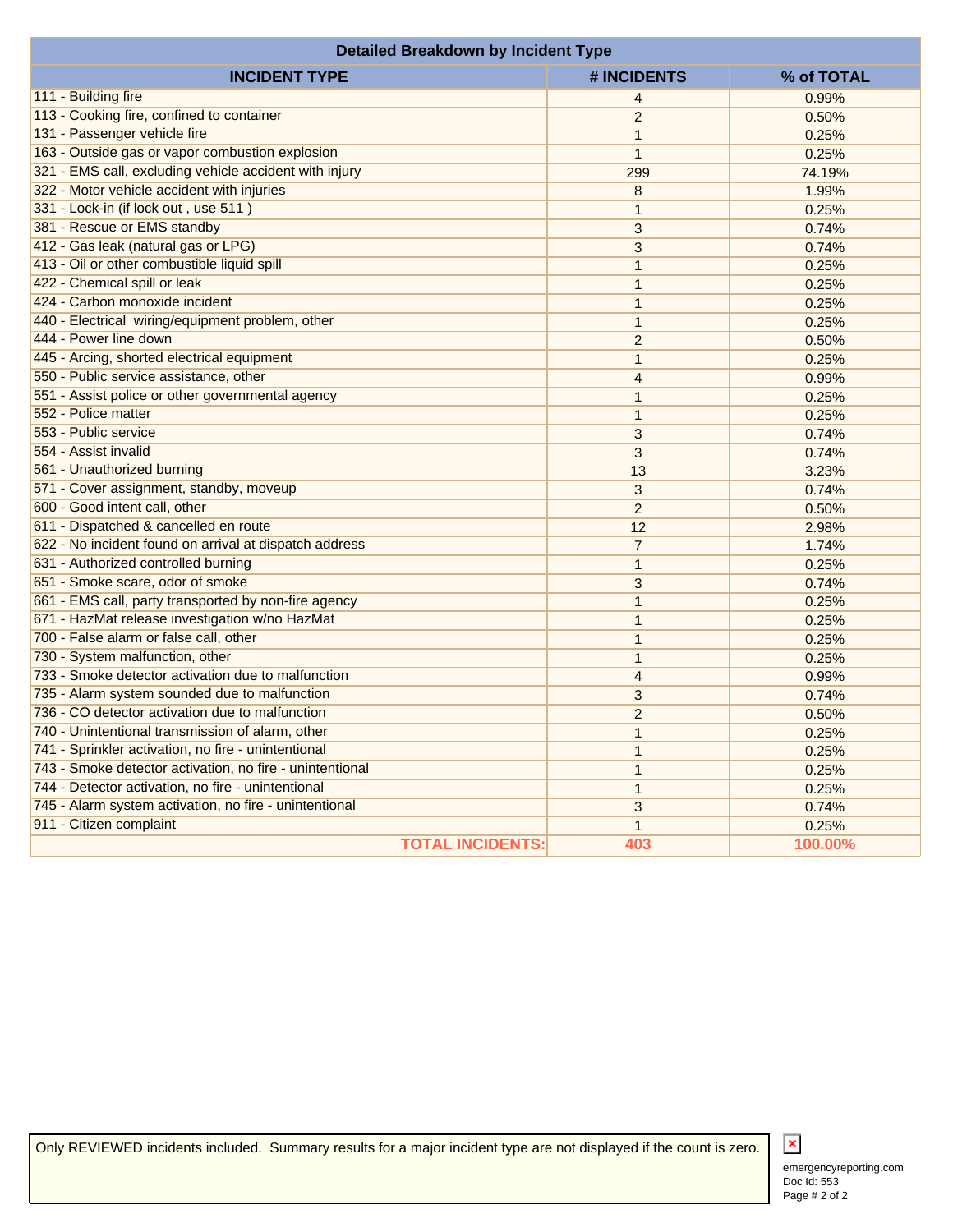| Detailed Breakdown by Incident Type | | |
|---|---|---|
| **INCIDENT TYPE** | **# INCIDENTS** | **% of TOTAL** |
| 111 - Building fire | 4 | 0.99% |
| 113 - Cooking fire, confined to container | 2 | 0.50% |
| 131 - Passenger vehicle fire | 1 | 0.25% |
| 163 - Outside gas or vapor combustion explosion | 1 | 0.25% |
| 321 - EMS call, excluding vehicle accident with injury | 299 | 74.19% |
| 322 - Motor vehicle accident with injuries | 8 | 1.99% |
| 331 - Lock-in (if lock out , use 511 ) | 1 | 0.25% |
| 381 - Rescue or EMS standby | 3 | 0.74% |
| 412 - Gas leak (natural gas or LPG) | 3 | 0.74% |
| 413 - Oil or other combustible liquid spill | 1 | 0.25% |
| 422 - Chemical spill or leak | 1 | 0.25% |
| 424 - Carbon monoxide incident | 1 | 0.25% |
| 440 - Electrical wiring/equipment problem, other | 1 | 0.25% |
| 444 - Power line down | 2 | 0.50% |
| 445 - Arcing, shorted electrical equipment | 1 | 0.25% |
| 550 - Public service assistance, other | 4 | 0.99% |
| 551 - Assist police or other governmental agency | 1 | 0.25% |
| 552 - Police matter | 1 | 0.25% |
| 553 - Public service | 3 | 0.74% |
| 554 - Assist invalid | 3 | 0.74% |
| 561 - Unauthorized burning | 13 | 3.23% |
| 571 - Cover assignment, standby, moveup | 3 | 0.74% |
| 600 - Good intent call, other | 2 | 0.50% |
| 611 - Dispatched & cancelled en route | 12 | 2.98% |
| 622 - No incident found on arrival at dispatch address | 7 | 1.74% |
| 631 - Authorized controlled burning | 1 | 0.25% |
| 651 - Smoke scare, odor of smoke | 3 | 0.74% |
| 661 - EMS call, party transported by non-fire agency | 1 | 0.25% |
| 671 - HazMat release investigation w/no HazMat | 1 | 0.25% |
| 700 - False alarm or false call, other | 1 | 0.25% |
| 730 - System malfunction, other | 1 | 0.25% |
| 733 - Smoke detector activation due to malfunction | 4 | 0.99% |
| 735 - Alarm system sounded due to malfunction | 3 | 0.74% |
| 736 - CO detector activation due to malfunction | 2 | 0.50% |
| 740 - Unintentional transmission of alarm, other | 1 | 0.25% |
| 741 - Sprinkler activation, no fire - unintentional | 1 | 0.25% |
| 743 - Smoke detector activation, no fire - unintentional | 1 | 0.25% |
| 744 - Detector activation, no fire - unintentional | 1 | 0.25% |
| 745 - Alarm system activation, no fire - unintentional | 3 | 0.74% |
| 911 - Citizen complaint | 1 | 0.25% |
| **TOTAL INCIDENTS:** | **403** | **100.00%** |

Only REVIEWED incidents included. Summary results for a major incident type are not displayed if the count is zero.

emergencyreporting.com
Doc Id: 553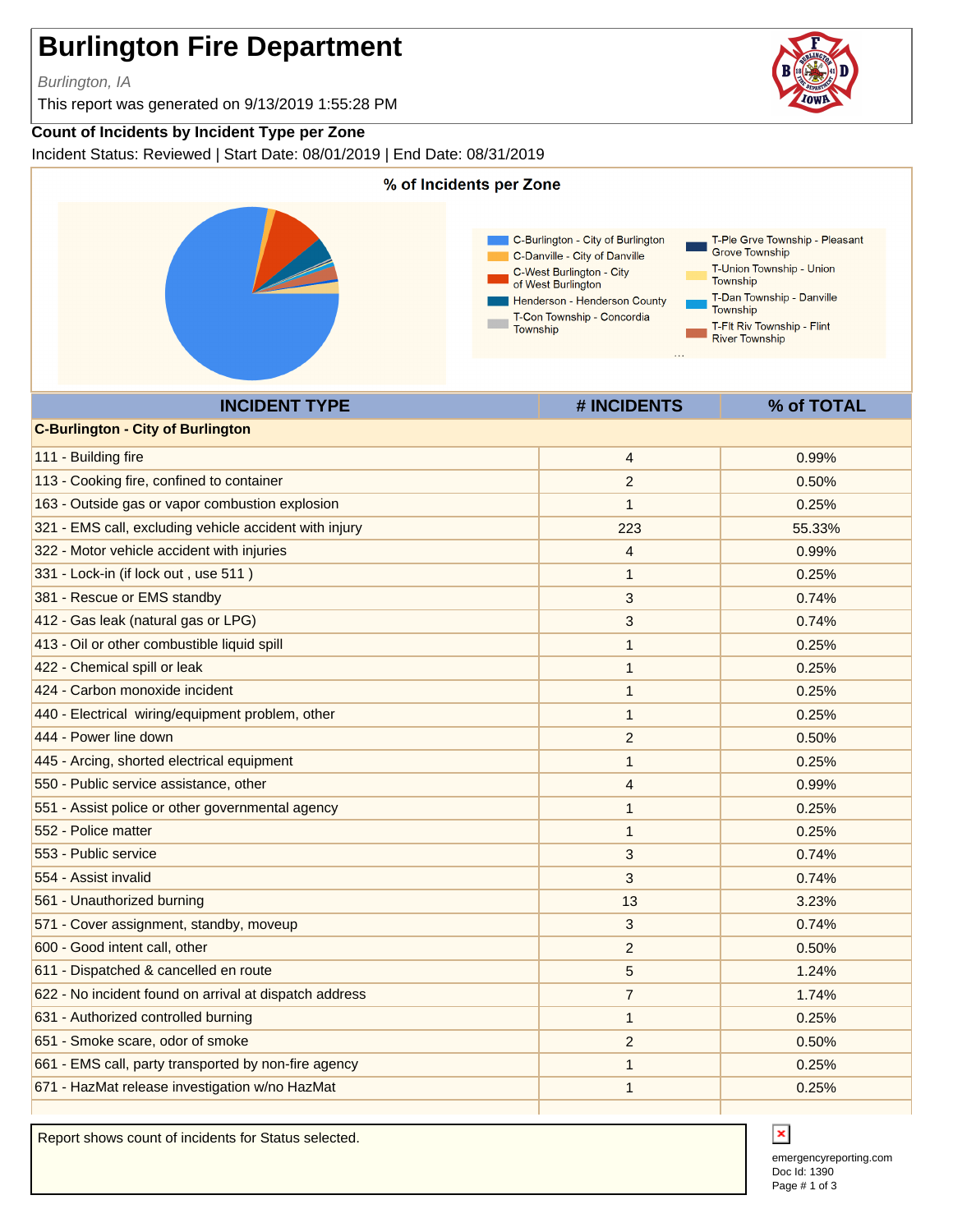# Burlington Fire Department

*Burlington, IA*

This report was generated on 9/13/2019 1:55:28 PM

**Count of Incidents by Incident Type per Zone**

Incident Status: Reviewed | Start Date: 08/01/2019 | End Date: 08/31/2019

**% of Incidents per Zone**

- C-Burlington - City of Burlington
- C-Danville - City of Danville
- C-West Burlington - City of West Burlington
- Henderson - Henderson County
- T-Con Township - Concordia Township
- T-Ple Grve Township - Pleasant Grove Township
- T-Union Township - Union Township
- T-Dan Township - Danville Township
- T-Flt Riv Township - Flint River Township

| INCIDENT TYPE | # INCIDENTS | % of TOTAL |
|---|---|---|
| **C-Burlington - City of Burlington** | | |
| 111 - Building fire | 4 | 0.99% |
| 113 - Cooking fire, confined to container | 2 | 0.50% |
| 163 - Outside gas or vapor combustion explosion | 1 | 0.25% |
| 321 - EMS call, excluding vehicle accident with injury | 223 | 55.33% |
| 322 - Motor vehicle accident with injuries | 4 | 0.99% |
| 331 - Lock-in (if lock out , use 511 ) | 1 | 0.25% |
| 381 - Rescue or EMS standby | 3 | 0.74% |
| 412 - Gas leak (natural gas or LPG) | 3 | 0.74% |
| 413 - Oil or other combustible liquid spill | 1 | 0.25% |
| 422 - Chemical spill or leak | 1 | 0.25% |
| 424 - Carbon monoxide incident | 1 | 0.25% |
| 440 - Electrical wiring/equipment problem, other | 1 | 0.25% |
| 444 - Power line down | 2 | 0.50% |
| 445 - Arcing, shorted electrical equipment | 1 | 0.25% |
| 550 - Public service assistance, other | 4 | 0.99% |
| 551 - Assist police or other governmental agency | 1 | 0.25% |
| 552 - Police matter | 1 | 0.25% |
| 553 - Public service | 3 | 0.74% |
| 554 - Assist invalid | 3 | 0.74% |
| 561 - Unauthorized burning | 13 | 3.23% |
| 571 - Cover assignment, standby, moveup | 3 | 0.74% |
| 600 - Good intent call, other | 2 | 0.50% |
| 611 - Dispatched & cancelled en route | 5 | 1.24% |
| 622 - No incident found on arrival at dispatch address | 7 | 1.74% |
| 631 - Authorized controlled burning | 1 | 0.25% |
| 651 - Smoke scare, odor of smoke | 2 | 0.50% |
| 661 - EMS call, party transported by non-fire agency | 1 | 0.25% |
| 671 - HazMat release investigation w/no HazMat | 1 | 0.25% |

Report shows count of incidents for Status selected.

emergencyreporting.com
Doc Id: 1390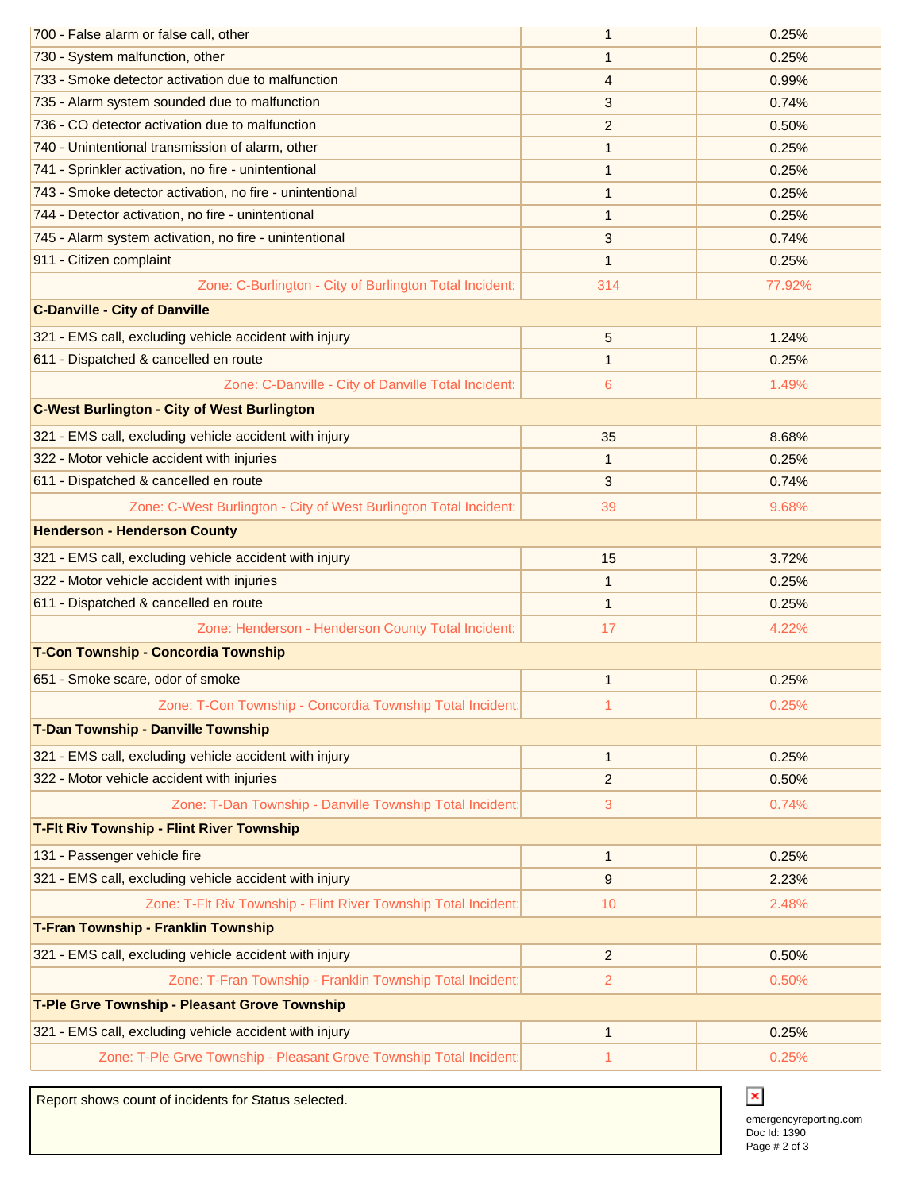| | | |
|---|---|---|
| 700 - False alarm or false call, other | 1 | 0.25% |
| 730 - System malfunction, other | 1 | 0.25% |
| 733 - Smoke detector activation due to malfunction | 4 | 0.99% |
| 735 - Alarm system sounded due to malfunction | 3 | 0.74% |
| 736 - CO detector activation due to malfunction | 2 | 0.50% |
| 740 - Unintentional transmission of alarm, other | 1 | 0.25% |
| 741 - Sprinkler activation, no fire - unintentional | 1 | 0.25% |
| 743 - Smoke detector activation, no fire - unintentional | 1 | 0.25% |
| 744 - Detector activation, no fire - unintentional | 1 | 0.25% |
| 745 - Alarm system activation, no fire - unintentional | 3 | 0.74% |
| 911 - Citizen complaint | 1 | 0.25% |
| Zone: C-Burlington - City of Burlington Total Incident: | 314 | 77.92% |
| **C-Danville - City of Danville** | | |
| 321 - EMS call, excluding vehicle accident with injury | 5 | 1.24% |
| 611 - Dispatched & cancelled en route | 1 | 0.25% |
| Zone: C-Danville - City of Danville Total Incident: | 6 | 1.49% |
| **C-West Burlington - City of West Burlington** | | |
| 321 - EMS call, excluding vehicle accident with injury | 35 | 8.68% |
| 322 - Motor vehicle accident with injuries | 1 | 0.25% |
| 611 - Dispatched & cancelled en route | 3 | 0.74% |
| Zone: C-West Burlington - City of West Burlington Total Incident: | 39 | 9.68% |
| **Henderson - Henderson County** | | |
| 321 - EMS call, excluding vehicle accident with injury | 15 | 3.72% |
| 322 - Motor vehicle accident with injuries | 1 | 0.25% |
| 611 - Dispatched & cancelled en route | 1 | 0.25% |
| Zone: Henderson - Henderson County Total Incident: | 17 | 4.22% |
| **T-Con Township - Concordia Township** | | |
| 651 - Smoke scare, odor of smoke | 1 | 0.25% |
| Zone: T-Con Township - Concordia Township Total Incident | 1 | 0.25% |
| **T-Dan Township - Danville Township** | | |
| 321 - EMS call, excluding vehicle accident with injury | 1 | 0.25% |
| 322 - Motor vehicle accident with injuries | 2 | 0.50% |
| Zone: T-Dan Township - Danville Township Total Incident | 3 | 0.74% |
| **T-Flt Riv Township - Flint River Township** | | |
| 131 - Passenger vehicle fire | 1 | 0.25% |
| 321 - EMS call, excluding vehicle accident with injury | 9 | 2.23% |
| Zone: T-Flt Riv Township - Flint River Township Total Incident | 10 | 2.48% |
| **T-Fran Township - Franklin Township** | | |
| 321 - EMS call, excluding vehicle accident with injury | 2 | 0.50% |
| Zone: T-Fran Township - Franklin Township Total Incident | 2 | 0.50% |
| **T-Ple Grve Township - Pleasant Grove Township** | | |
| 321 - EMS call, excluding vehicle accident with injury | 1 | 0.25% |
| Zone: T-Ple Grve Township - Pleasant Grove Township Total Incident | 1 | 0.25% |

Report shows count of incidents for Status selected.

emergencyreporting.com
Doc Id: 1390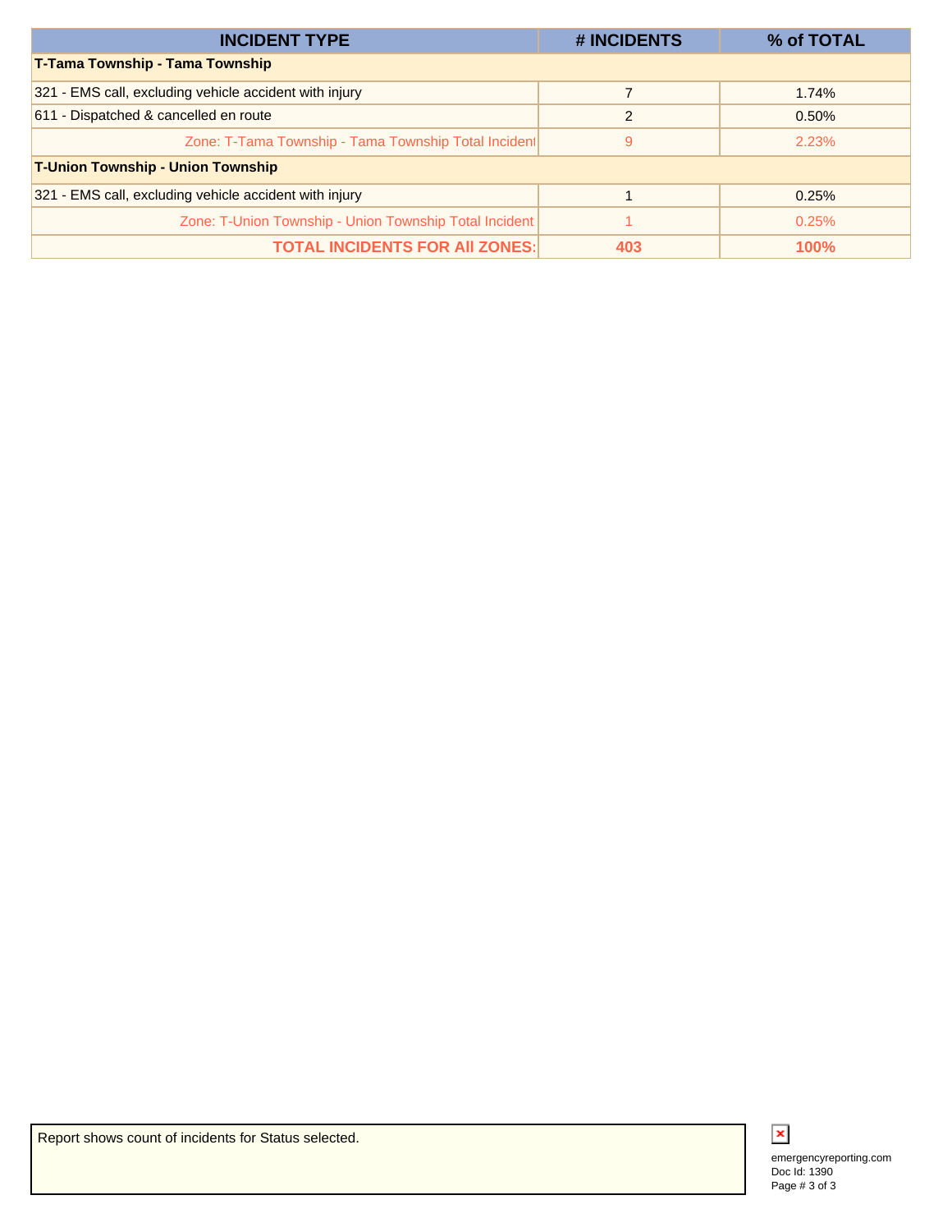| INCIDENT TYPE | # INCIDENTS | % of TOTAL |
|---|---|---|
| **T-Tama Township - Tama Township** | | |
| 321 - EMS call, excluding vehicle accident with injury | 7 | 1.74% |
| 611 - Dispatched & cancelled en route | 2 | 0.50% |
| Zone: T-Tama Township - Tama Township Total Incident | 9 | 2.23% |
| **T-Union Township - Union Township** | | |
| 321 - EMS call, excluding vehicle accident with injury | 1 | 0.25% |
| Zone: T-Union Township - Union Township Total Incident | 1 | 0.25% |
| **TOTAL INCIDENTS FOR All ZONES:** | **403** | **100%** |

Report shows count of incidents for Status selected.

emergencyreporting.com
Doc Id: 1390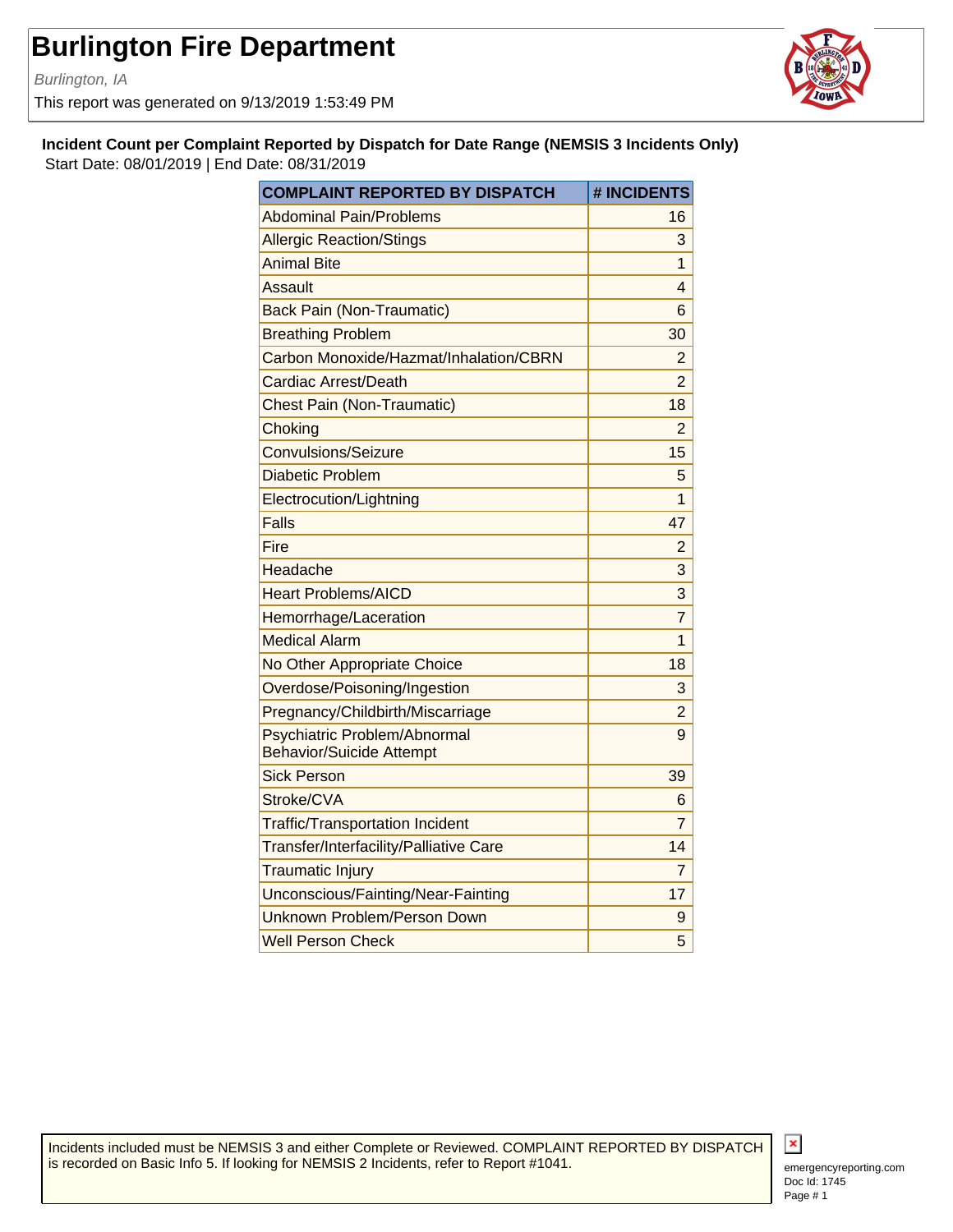# Burlington Fire Department

*Burlington, IA*

This report was generated on 9/13/2019 1:53:49 PM

**Incident Count per Complaint Reported by Dispatch for Date Range (NEMSIS 3 Incidents Only)**

Start Date: 08/01/2019 | End Date: 08/31/2019

| COMPLAINT REPORTED BY DISPATCH | # INCIDENTS |
|---|---|
| Abdominal Pain/Problems | 16 |
| Allergic Reaction/Stings | 3 |
| Animal Bite | 1 |
| Assault | 4 |
| Back Pain (Non-Traumatic) | 6 |
| Breathing Problem | 30 |
| Carbon Monoxide/Hazmat/Inhalation/CBRN | 2 |
| Cardiac Arrest/Death | 2 |
| Chest Pain (Non-Traumatic) | 18 |
| Choking | 2 |
| Convulsions/Seizure | 15 |
| Diabetic Problem | 5 |
| Electrocution/Lightning | 1 |
| Falls | 47 |
| Fire | 2 |
| Headache | 3 |
| Heart Problems/AICD | 3 |
| Hemorrhage/Laceration | 7 |
| Medical Alarm | 1 |
| No Other Appropriate Choice | 18 |
| Overdose/Poisoning/Ingestion | 3 |
| Pregnancy/Childbirth/Miscarriage | 2 |
| Psychiatric Problem/Abnormal Behavior/Suicide Attempt | 9 |
| Sick Person | 39 |
| Stroke/CVA | 6 |
| Traffic/Transportation Incident | 7 |
| Transfer/Interfacility/Palliative Care | 14 |
| Traumatic Injury | 7 |
| Unconscious/Fainting/Near-Fainting | 17 |
| Unknown Problem/Person Down | 9 |
| Well Person Check | 5 |

Incidents included must be NEMSIS 3 and either Complete or Reviewed. COMPLAINT REPORTED BY DISPATCH is recorded on Basic Info 5. If looking for NEMSIS 2 Incidents, refer to Report #1041.

emergencyreporting.com
Doc Id: 1745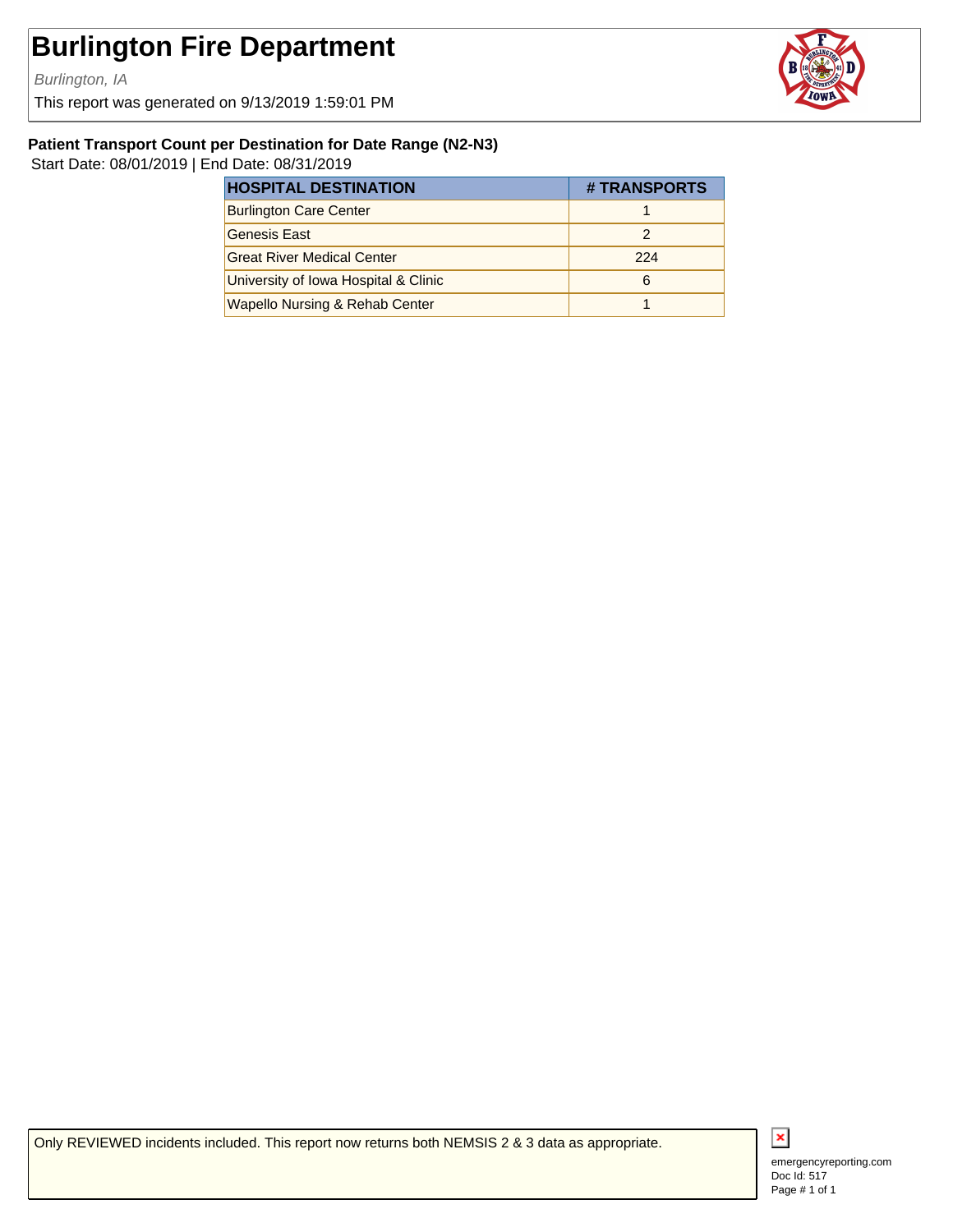# Burlington Fire Department

*Burlington, IA*

This report was generated on 9/13/2019 1:59:01 PM

### Patient Transport Count per Destination for Date Range (N2-N3)

Start Date: 08/01/2019 | End Date: 08/31/2019

| HOSPITAL DESTINATION | # TRANSPORTS |
|---|---|
| Burlington Care Center | 1 |
| Genesis East | 2 |
| Great River Medical Center | 224 |
| University of Iowa Hospital & Clinic | 6 |
| Wapello Nursing & Rehab Center | 1 |

Only REVIEWED incidents included. This report now returns both NEMSIS 2 & 3 data as appropriate.

emergencyreporting.com
Doc Id: 517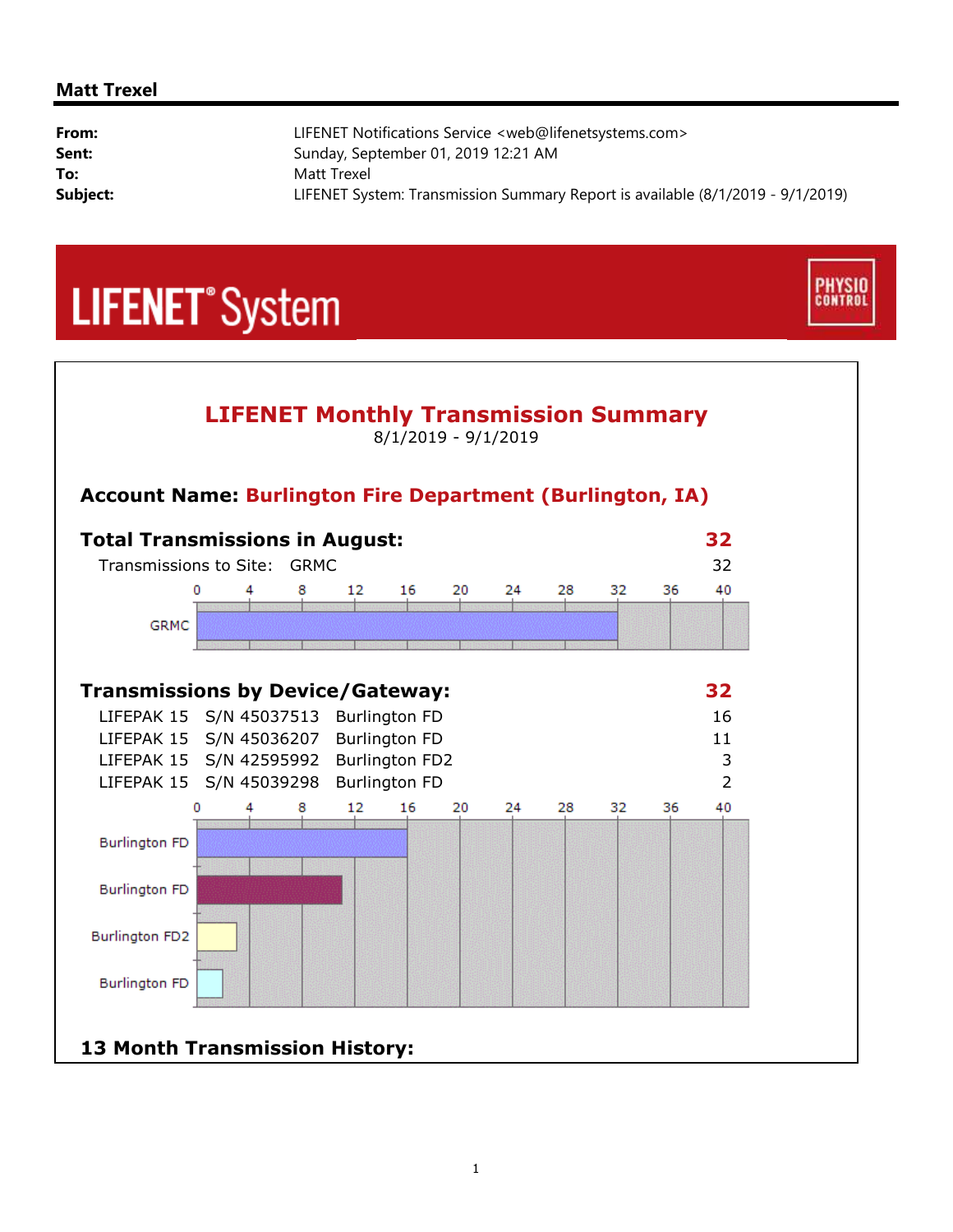**Matt Trexel**

|  |  |
|---|---|
| **From:** | LIFENET Notifications Service <web@lifenetsystems.com> |
| **Sent:** | Sunday, September 01, 2019 12:21 AM |
| **To:** | Matt Trexel |
| **Subject:** | LIFENET System: Transmission Summary Report is available (8/1/2019 - 9/1/2019) |

LIFENET® System

PHYSIO CONTROL

## LIFENET Monthly Transmission Summary

8/1/2019 - 9/1/2019

### Account Name: Burlington Fire Department (Burlington, IA)

### Total Transmissions in August: 32

| Transmissions to Site: | GRMC | 32 |
|---|---|---|

### Transmissions by Device/Gateway: 32

| Device | S/N | Name | Transmissions |
|---|---|---|---|
| LIFEPAK 15 | S/N 45037513 | Burlington FD | 16 |
| LIFEPAK 15 | S/N 45036207 | Burlington FD | 11 |
| LIFEPAK 15 | S/N 42595992 | Burlington FD2 | 3 |
| LIFEPAK 15 | S/N 45039298 | Burlington FD | 2 |

### 13 Month Transmission History: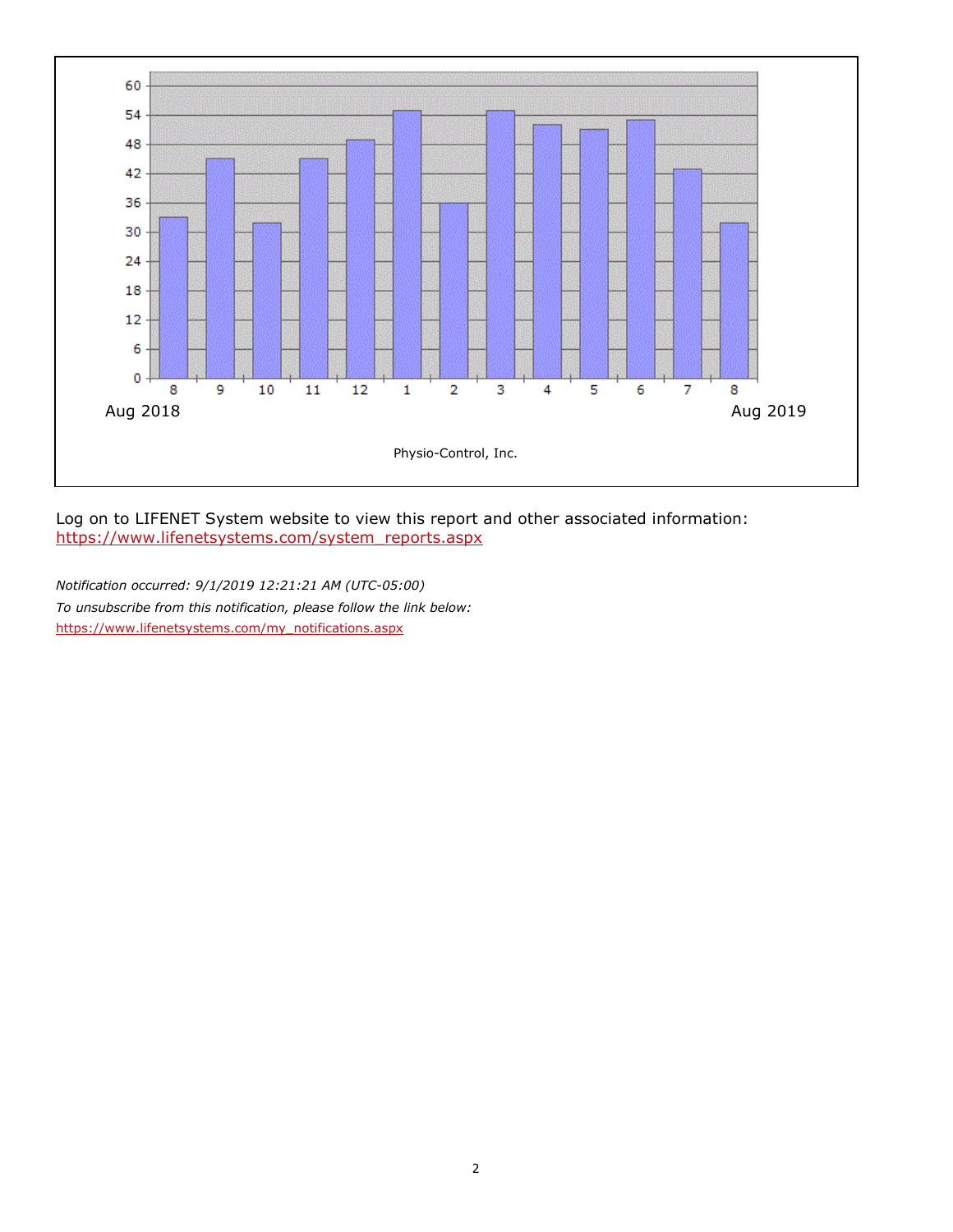60
54
48
42
36
30
24
18
12
6
0

8 9 10 11 12 1 2 3 4 5 6 7 8

Aug 2018

Aug 2019

Physio-Control, Inc.

Log on to LIFENET System website to view this report and other associated information:
[https://www.lifenetsystems.com/system_reports.aspx](https://www.lifenetsystems.com/system_reports.aspx)

*Notification occurred: 9/1/2019 12:21:21 AM (UTC-05:00)*

*To unsubscribe from this notification, please follow the link below:*

[https://www.lifenetsystems.com/my_notifications.aspx](https://www.lifenetsystems.com/my_notifications.aspx)